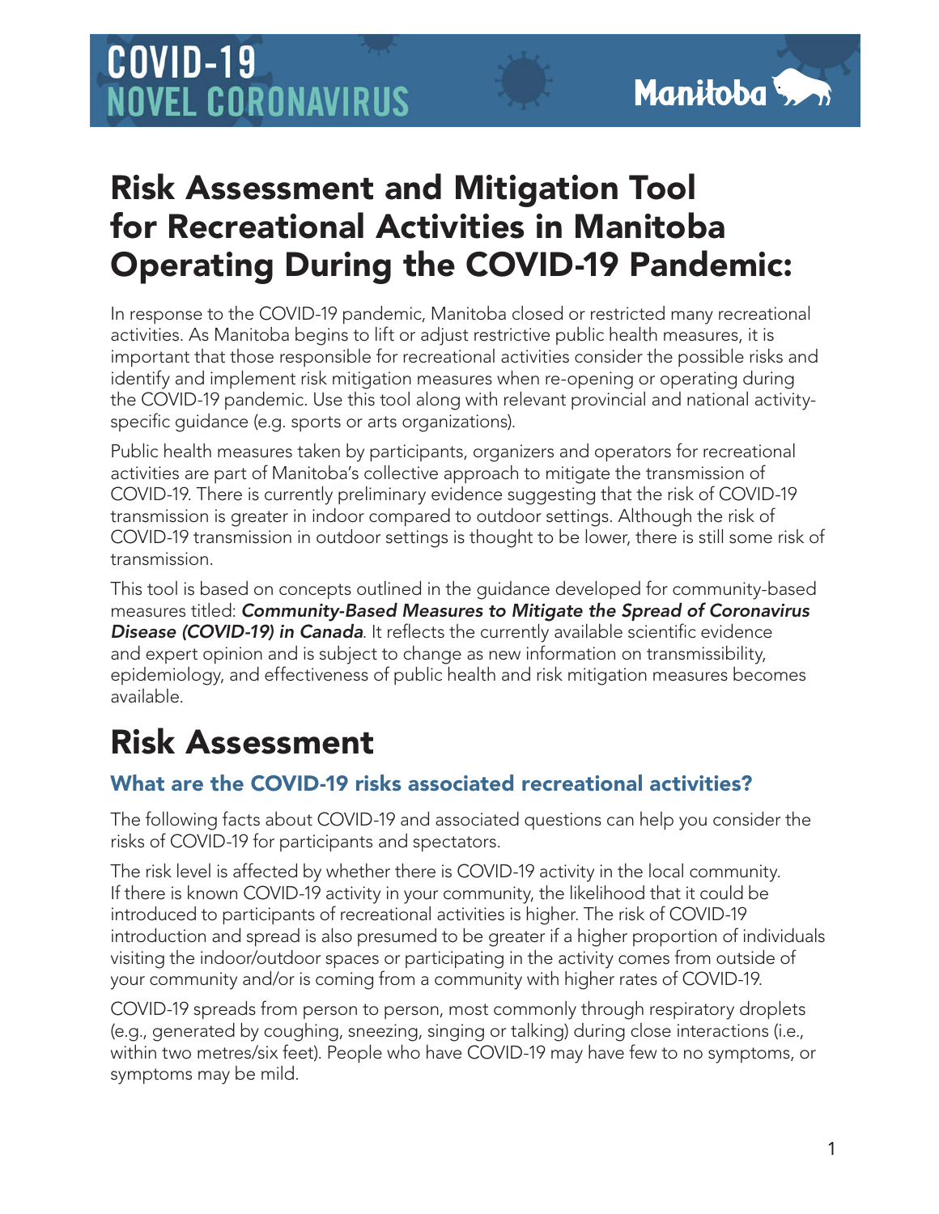# COVID-19 NOVEL CORONAVIRUS

Manitoba

# Risk Assessment and Mitigation Tool for Recreational Activities in Manitoba Operating During the COVID-19 Pandemic:

In response to the COVID-19 pandemic, Manitoba closed or restricted many recreational activities. As Manitoba begins to lift or adjust restrictive public health measures, it is important that those responsible for recreational activities consider the possible risks and identify and implement risk mitigation measures when re-opening or operating during the COVID-19 pandemic. Use this tool along with relevant provincial and national activity-specific guidance (e.g. sports or arts organizations).

Public health measures taken by participants, organizers and operators for recreational activities are part of Manitoba's collective approach to mitigate the transmission of COVID-19. There is currently preliminary evidence suggesting that the risk of COVID-19 transmission is greater in indoor compared to outdoor settings. Although the risk of COVID-19 transmission in outdoor settings is thought to be lower, there is still some risk of transmission.

This tool is based on concepts outlined in the guidance developed for community-based measures titled: ***Community-Based Measures to Mitigate the Spread of Coronavirus Disease (COVID-19) in Canada***. It reflects the currently available scientific evidence and expert opinion and is subject to change as new information on transmissibility, epidemiology, and effectiveness of public health and risk mitigation measures becomes available.

# Risk Assessment

### What are the COVID-19 risks associated recreational activities?

The following facts about COVID-19 and associated questions can help you consider the risks of COVID-19 for participants and spectators.

The risk level is affected by whether there is COVID-19 activity in the local community. If there is known COVID-19 activity in your community, the likelihood that it could be introduced to participants of recreational activities is higher. The risk of COVID-19 introduction and spread is also presumed to be greater if a higher proportion of individuals visiting the indoor/outdoor spaces or participating in the activity comes from outside of your community and/or is coming from a community with higher rates of COVID-19.

COVID-19 spreads from person to person, most commonly through respiratory droplets (e.g., generated by coughing, sneezing, singing or talking) during close interactions (i.e., within two metres/six feet). People who have COVID-19 may have few to no symptoms, or symptoms may be mild.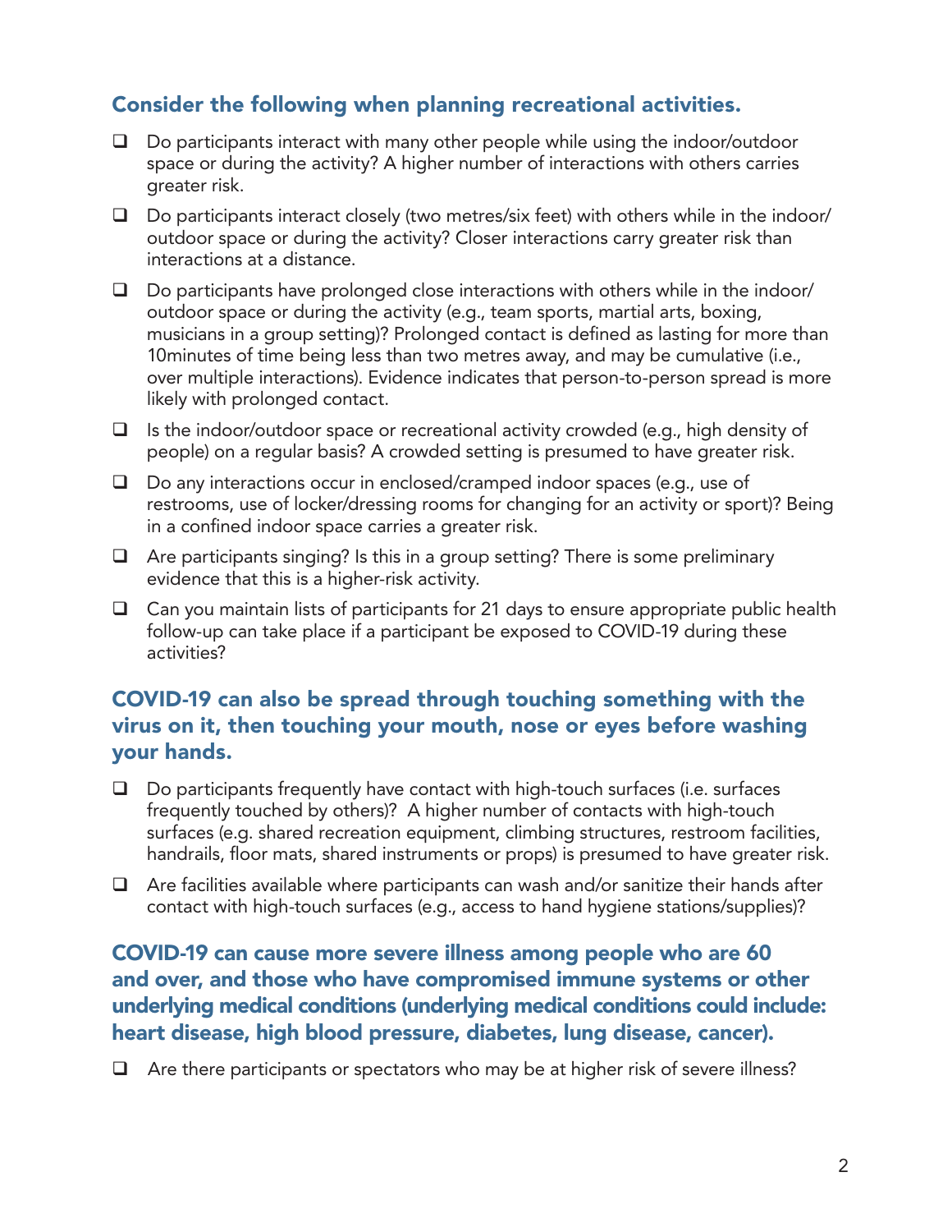## Consider the following when planning recreational activities.

- ❑ Do participants interact with many other people while using the indoor/outdoor space or during the activity? A higher number of interactions with others carries greater risk.
- ❑ Do participants interact closely (two metres/six feet) with others while in the indoor/outdoor space or during the activity? Closer interactions carry greater risk than interactions at a distance.
- ❑ Do participants have prolonged close interactions with others while in the indoor/outdoor space or during the activity (e.g., team sports, martial arts, boxing, musicians in a group setting)? Prolonged contact is defined as lasting for more than 10minutes of time being less than two metres away, and may be cumulative (i.e., over multiple interactions). Evidence indicates that person-to-person spread is more likely with prolonged contact.
- ❑ Is the indoor/outdoor space or recreational activity crowded (e.g., high density of people) on a regular basis? A crowded setting is presumed to have greater risk.
- ❑ Do any interactions occur in enclosed/cramped indoor spaces (e.g., use of restrooms, use of locker/dressing rooms for changing for an activity or sport)? Being in a confined indoor space carries a greater risk.
- ❑ Are participants singing? Is this in a group setting? There is some preliminary evidence that this is a higher-risk activity.
- ❑ Can you maintain lists of participants for 21 days to ensure appropriate public health follow-up can take place if a participant be exposed to COVID-19 during these activities?

## COVID-19 can also be spread through touching something with the virus on it, then touching your mouth, nose or eyes before washing your hands.

- ❑ Do participants frequently have contact with high-touch surfaces (i.e. surfaces frequently touched by others)? A higher number of contacts with high-touch surfaces (e.g. shared recreation equipment, climbing structures, restroom facilities, handrails, floor mats, shared instruments or props) is presumed to have greater risk.
- ❑ Are facilities available where participants can wash and/or sanitize their hands after contact with high-touch surfaces (e.g., access to hand hygiene stations/supplies)?

## COVID-19 can cause more severe illness among people who are 60 and over, and those who have compromised immune systems or other underlying medical conditions (underlying medical conditions could include: heart disease, high blood pressure, diabetes, lung disease, cancer).

- ❑ Are there participants or spectators who may be at higher risk of severe illness?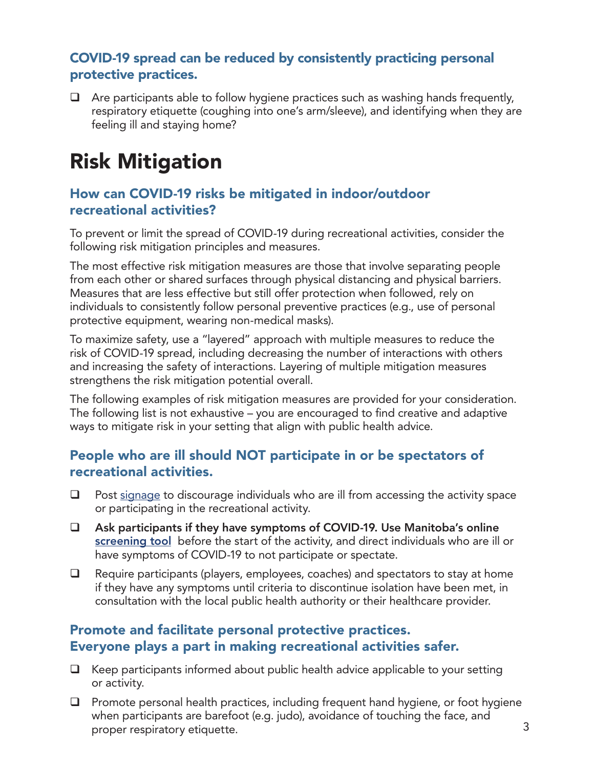### COVID-19 spread can be reduced by consistently practicing personal protective practices.

- ❑ Are participants able to follow hygiene practices such as washing hands frequently, respiratory etiquette (coughing into one's arm/sleeve), and identifying when they are feeling ill and staying home?

# Risk Mitigation

### How can COVID-19 risks be mitigated in indoor/outdoor recreational activities?

To prevent or limit the spread of COVID-19 during recreational activities, consider the following risk mitigation principles and measures.

The most effective risk mitigation measures are those that involve separating people from each other or shared surfaces through physical distancing and physical barriers. Measures that are less effective but still offer protection when followed, rely on individuals to consistently follow personal preventive practices (e.g., use of personal protective equipment, wearing non-medical masks).

To maximize safety, use a "layered" approach with multiple measures to reduce the risk of COVID-19 spread, including decreasing the number of interactions with others and increasing the safety of interactions. Layering of multiple mitigation measures strengthens the risk mitigation potential overall.

The following examples of risk mitigation measures are provided for your consideration. The following list is not exhaustive – you are encouraged to find creative and adaptive ways to mitigate risk in your setting that align with public health advice.

### People who are ill should NOT participate in or be spectators of recreational activities.

- ❑ Post signage to discourage individuals who are ill from accessing the activity space or participating in the recreational activity.
- ❑ **Ask participants if they have symptoms of COVID-19. Use Manitoba's online screening tool** before the start of the activity, and direct individuals who are ill or have symptoms of COVID-19 to not participate or spectate.
- ❑ Require participants (players, employees, coaches) and spectators to stay at home if they have any symptoms until criteria to discontinue isolation have been met, in consultation with the local public health authority or their healthcare provider.

### Promote and facilitate personal protective practices. Everyone plays a part in making recreational activities safer.

- ❑ Keep participants informed about public health advice applicable to your setting or activity.
- ❑ Promote personal health practices, including frequent hand hygiene, or foot hygiene when participants are barefoot (e.g. judo), avoidance of touching the face, and proper respiratory etiquette.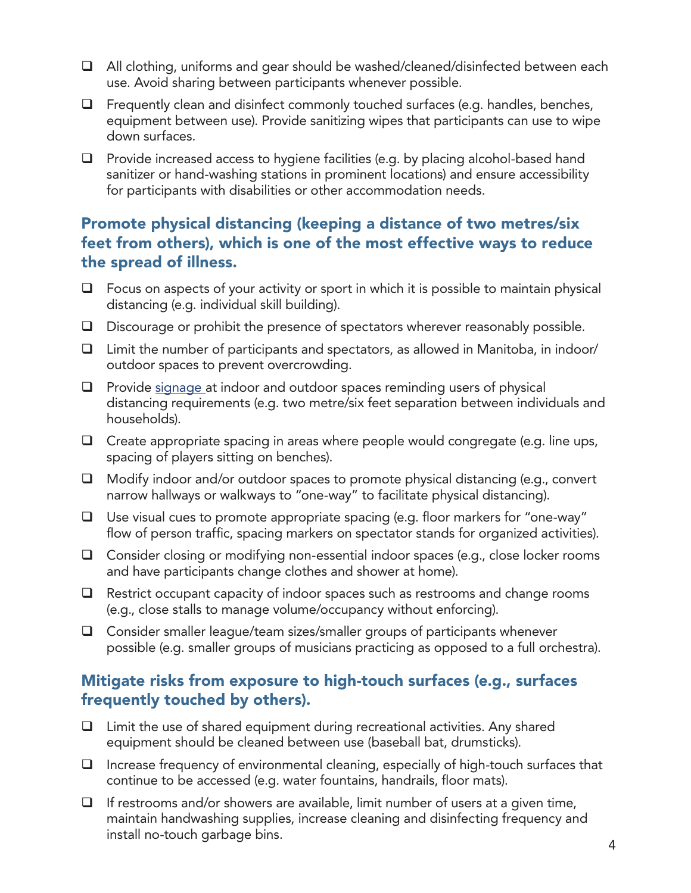- [ ] All clothing, uniforms and gear should be washed/cleaned/disinfected between each use. Avoid sharing between participants whenever possible.
- [ ] Frequently clean and disinfect commonly touched surfaces (e.g. handles, benches, equipment between use). Provide sanitizing wipes that participants can use to wipe down surfaces.
- [ ] Provide increased access to hygiene facilities (e.g. by placing alcohol-based hand sanitizer or hand-washing stations in prominent locations) and ensure accessibility for participants with disabilities or other accommodation needs.

## Promote physical distancing (keeping a distance of two metres/six feet from others), which is one of the most effective ways to reduce the spread of illness.

- [ ] Focus on aspects of your activity or sport in which it is possible to maintain physical distancing (e.g. individual skill building).
- [ ] Discourage or prohibit the presence of spectators wherever reasonably possible.
- [ ] Limit the number of participants and spectators, as allowed in Manitoba, in indoor/outdoor spaces to prevent overcrowding.
- [ ] Provide signage at indoor and outdoor spaces reminding users of physical distancing requirements (e.g. two metre/six feet separation between individuals and households).
- [ ] Create appropriate spacing in areas where people would congregate (e.g. line ups, spacing of players sitting on benches).
- [ ] Modify indoor and/or outdoor spaces to promote physical distancing (e.g., convert narrow hallways or walkways to "one-way" to facilitate physical distancing).
- [ ] Use visual cues to promote appropriate spacing (e.g. floor markers for "one-way" flow of person traffic, spacing markers on spectator stands for organized activities).
- [ ] Consider closing or modifying non-essential indoor spaces (e.g., close locker rooms and have participants change clothes and shower at home).
- [ ] Restrict occupant capacity of indoor spaces such as restrooms and change rooms (e.g., close stalls to manage volume/occupancy without enforcing).
- [ ] Consider smaller league/team sizes/smaller groups of participants whenever possible (e.g. smaller groups of musicians practicing as opposed to a full orchestra).

## Mitigate risks from exposure to high-touch surfaces (e.g., surfaces frequently touched by others).

- [ ] Limit the use of shared equipment during recreational activities. Any shared equipment should be cleaned between use (baseball bat, drumsticks).
- [ ] Increase frequency of environmental cleaning, especially of high-touch surfaces that continue to be accessed (e.g. water fountains, handrails, floor mats).
- [ ] If restrooms and/or showers are available, limit number of users at a given time, maintain handwashing supplies, increase cleaning and disinfecting frequency and install no-touch garbage bins.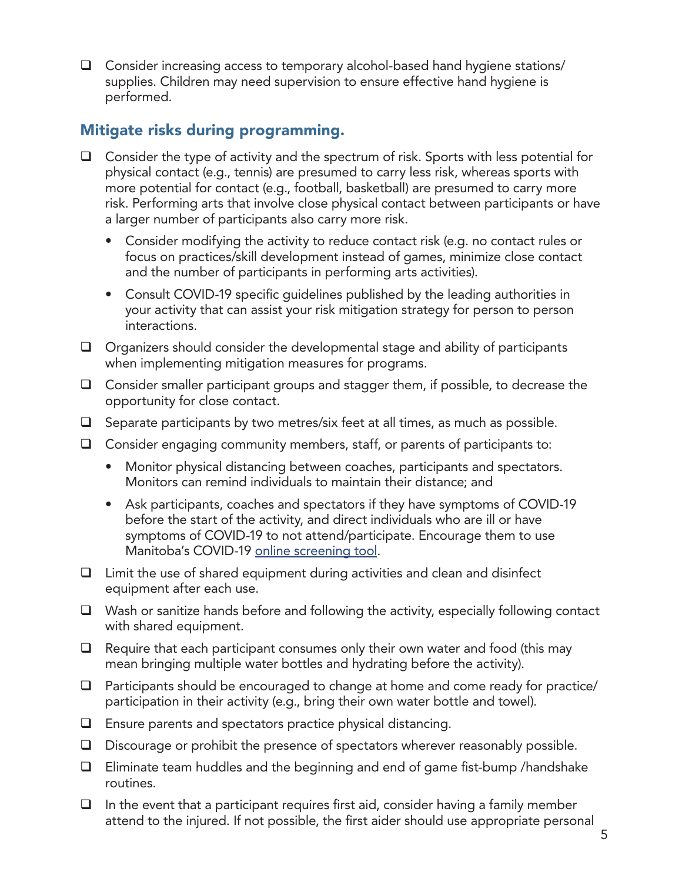- [ ] Consider increasing access to temporary alcohol-based hand hygiene stations/ supplies. Children may need supervision to ensure effective hand hygiene is performed.

## Mitigate risks during programming.

- [ ] Consider the type of activity and the spectrum of risk. Sports with less potential for physical contact (e.g., tennis) are presumed to carry less risk, whereas sports with more potential for contact (e.g., football, basketball) are presumed to carry more risk. Performing arts that involve close physical contact between participants or have a larger number of participants also carry more risk.
  - Consider modifying the activity to reduce contact risk (e.g. no contact rules or focus on practices/skill development instead of games, minimize close contact and the number of participants in performing arts activities).
  - Consult COVID-19 specific guidelines published by the leading authorities in your activity that can assist your risk mitigation strategy for person to person interactions.
- [ ] Organizers should consider the developmental stage and ability of participants when implementing mitigation measures for programs.
- [ ] Consider smaller participant groups and stagger them, if possible, to decrease the opportunity for close contact.
- [ ] Separate participants by two metres/six feet at all times, as much as possible.
- [ ] Consider engaging community members, staff, or parents of participants to:
  - Monitor physical distancing between coaches, participants and spectators. Monitors can remind individuals to maintain their distance; and
  - Ask participants, coaches and spectators if they have symptoms of COVID-19 before the start of the activity, and direct individuals who are ill or have symptoms of COVID-19 to not attend/participate. Encourage them to use Manitoba's COVID-19 online screening tool.
- [ ] Limit the use of shared equipment during activities and clean and disinfect equipment after each use.
- [ ] Wash or sanitize hands before and following the activity, especially following contact with shared equipment.
- [ ] Require that each participant consumes only their own water and food (this may mean bringing multiple water bottles and hydrating before the activity).
- [ ] Participants should be encouraged to change at home and come ready for practice/ participation in their activity (e.g., bring their own water bottle and towel).
- [ ] Ensure parents and spectators practice physical distancing.
- [ ] Discourage or prohibit the presence of spectators wherever reasonably possible.
- [ ] Eliminate team huddles and the beginning and end of game fist-bump /handshake routines.
- [ ] In the event that a participant requires first aid, consider having a family member attend to the injured. If not possible, the first aider should use appropriate personal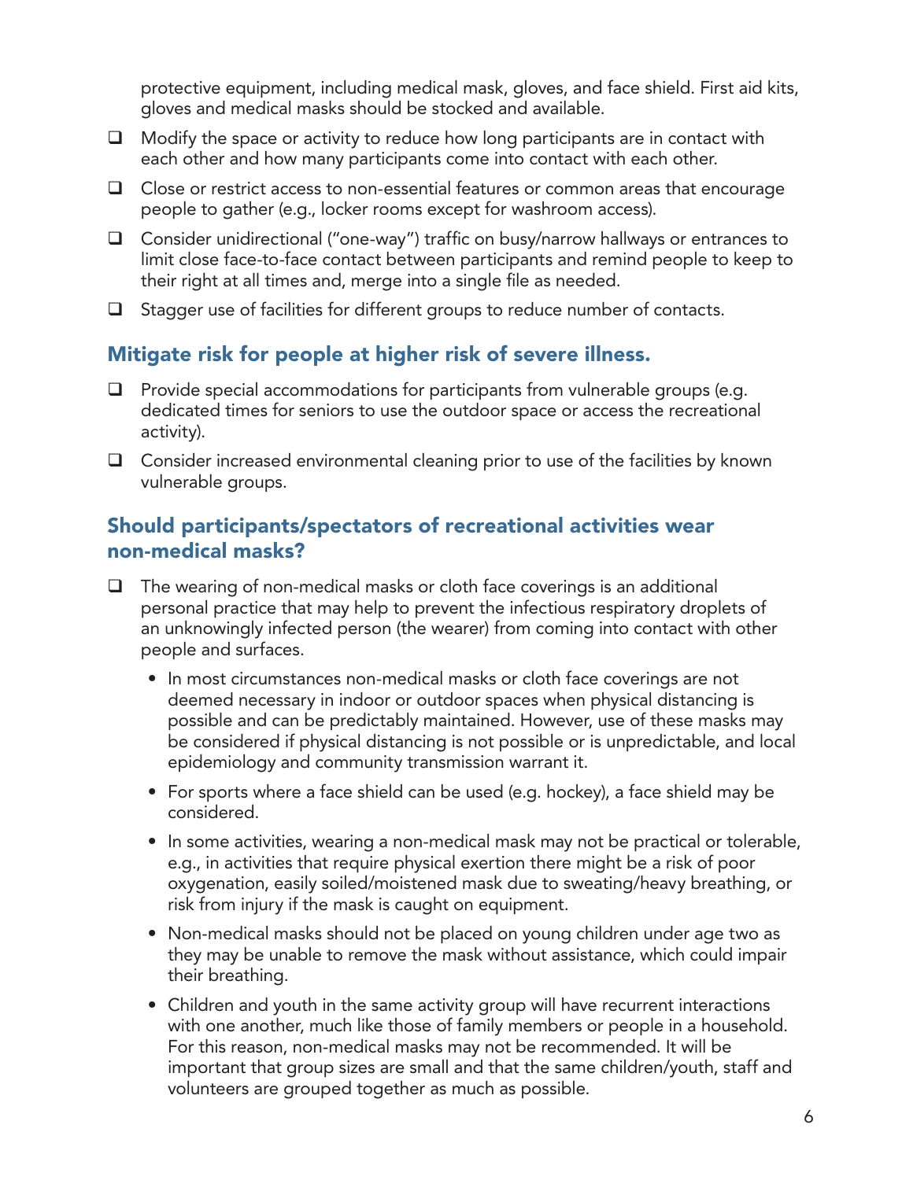protective equipment, including medical mask, gloves, and face shield. First aid kits, gloves and medical masks should be stocked and available.

- ❑ Modify the space or activity to reduce how long participants are in contact with each other and how many participants come into contact with each other.
- ❑ Close or restrict access to non-essential features or common areas that encourage people to gather (e.g., locker rooms except for washroom access).
- ❑ Consider unidirectional ("one-way") traffic on busy/narrow hallways or entrances to limit close face-to-face contact between participants and remind people to keep to their right at all times and, merge into a single file as needed.
- ❑ Stagger use of facilities for different groups to reduce number of contacts.

## Mitigate risk for people at higher risk of severe illness.

- ❑ Provide special accommodations for participants from vulnerable groups (e.g. dedicated times for seniors to use the outdoor space or access the recreational activity).
- ❑ Consider increased environmental cleaning prior to use of the facilities by known vulnerable groups.

## Should participants/spectators of recreational activities wear non-medical masks?

- ❑ The wearing of non-medical masks or cloth face coverings is an additional personal practice that may help to prevent the infectious respiratory droplets of an unknowingly infected person (the wearer) from coming into contact with other people and surfaces.
  - In most circumstances non-medical masks or cloth face coverings are not deemed necessary in indoor or outdoor spaces when physical distancing is possible and can be predictably maintained. However, use of these masks may be considered if physical distancing is not possible or is unpredictable, and local epidemiology and community transmission warrant it.
  - For sports where a face shield can be used (e.g. hockey), a face shield may be considered.
  - In some activities, wearing a non-medical mask may not be practical or tolerable, e.g., in activities that require physical exertion there might be a risk of poor oxygenation, easily soiled/moistened mask due to sweating/heavy breathing, or risk from injury if the mask is caught on equipment.
  - Non-medical masks should not be placed on young children under age two as they may be unable to remove the mask without assistance, which could impair their breathing.
  - Children and youth in the same activity group will have recurrent interactions with one another, much like those of family members or people in a household. For this reason, non-medical masks may not be recommended. It will be important that group sizes are small and that the same children/youth, staff and volunteers are grouped together as much as possible.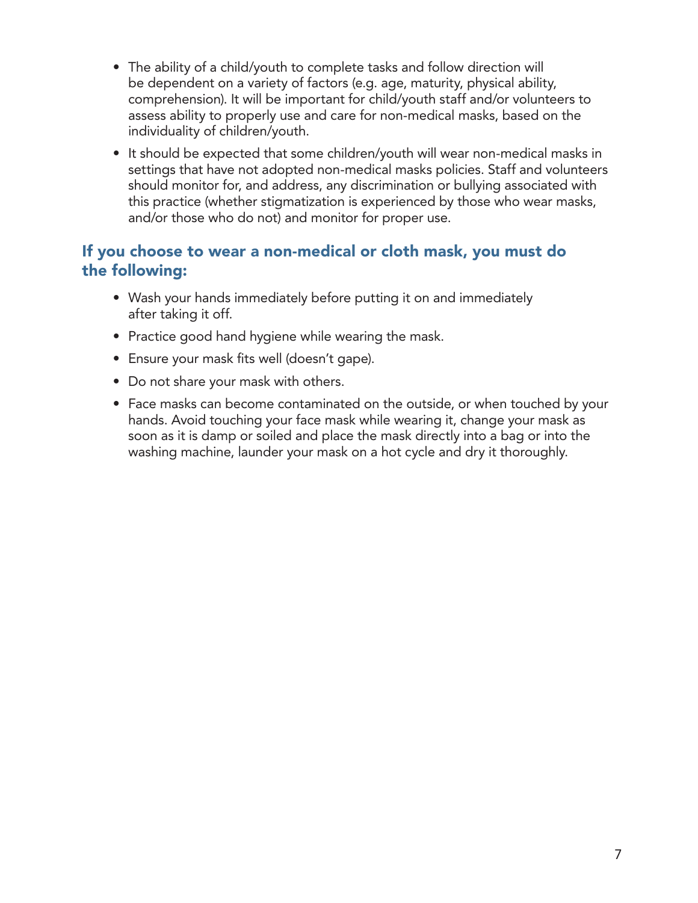- The ability of a child/youth to complete tasks and follow direction will be dependent on a variety of factors (e.g. age, maturity, physical ability, comprehension). It will be important for child/youth staff and/or volunteers to assess ability to properly use and care for non-medical masks, based on the individuality of children/youth.
- It should be expected that some children/youth will wear non-medical masks in settings that have not adopted non-medical masks policies. Staff and volunteers should monitor for, and address, any discrimination or bullying associated with this practice (whether stigmatization is experienced by those who wear masks, and/or those who do not) and monitor for proper use.

## If you choose to wear a non-medical or cloth mask, you must do the following:

- Wash your hands immediately before putting it on and immediately after taking it off.
- Practice good hand hygiene while wearing the mask.
- Ensure your mask fits well (doesn't gape).
- Do not share your mask with others.
- Face masks can become contaminated on the outside, or when touched by your hands. Avoid touching your face mask while wearing it, change your mask as soon as it is damp or soiled and place the mask directly into a bag or into the washing machine, launder your mask on a hot cycle and dry it thoroughly.